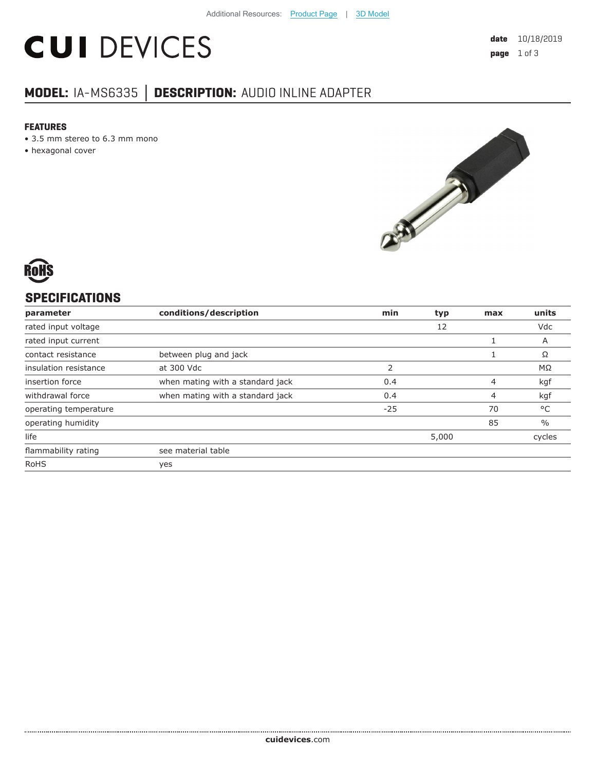Additional Resources: Product Page | 3D Model

# CUI DEVICES

**date** 10/18/2019

## MODEL: IA-MS6335 │ DESCRIPTION: AUDIO INLINE ADAPTER

### FEATURES

- 3.5 mm stereo to 6.3 mm mono
- hexagonal cover

RoHS

## SPECIFICATIONS

| parameter | conditions/description | min | typ | max | units |
|---|---|---|---|---|---|
| rated input voltage | | | 12 | | Vdc |
| rated input current | | | | 1 | A |
| contact resistance | between plug and jack | | | 1 | Ω |
| insulation resistance | at 300 Vdc | 2 | | | MΩ |
| insertion force | when mating with a standard jack | 0.4 | | 4 | kgf |
| withdrawal force | when mating with a standard jack | 0.4 | | 4 | kgf |
| operating temperature | | -25 | | 70 | °C |
| operating humidity | | | | 85 | % |
| life | | | 5,000 | | cycles |
| flammability rating | see material table | | | | |
| RoHS | yes | | | | |

**cuidevices**.com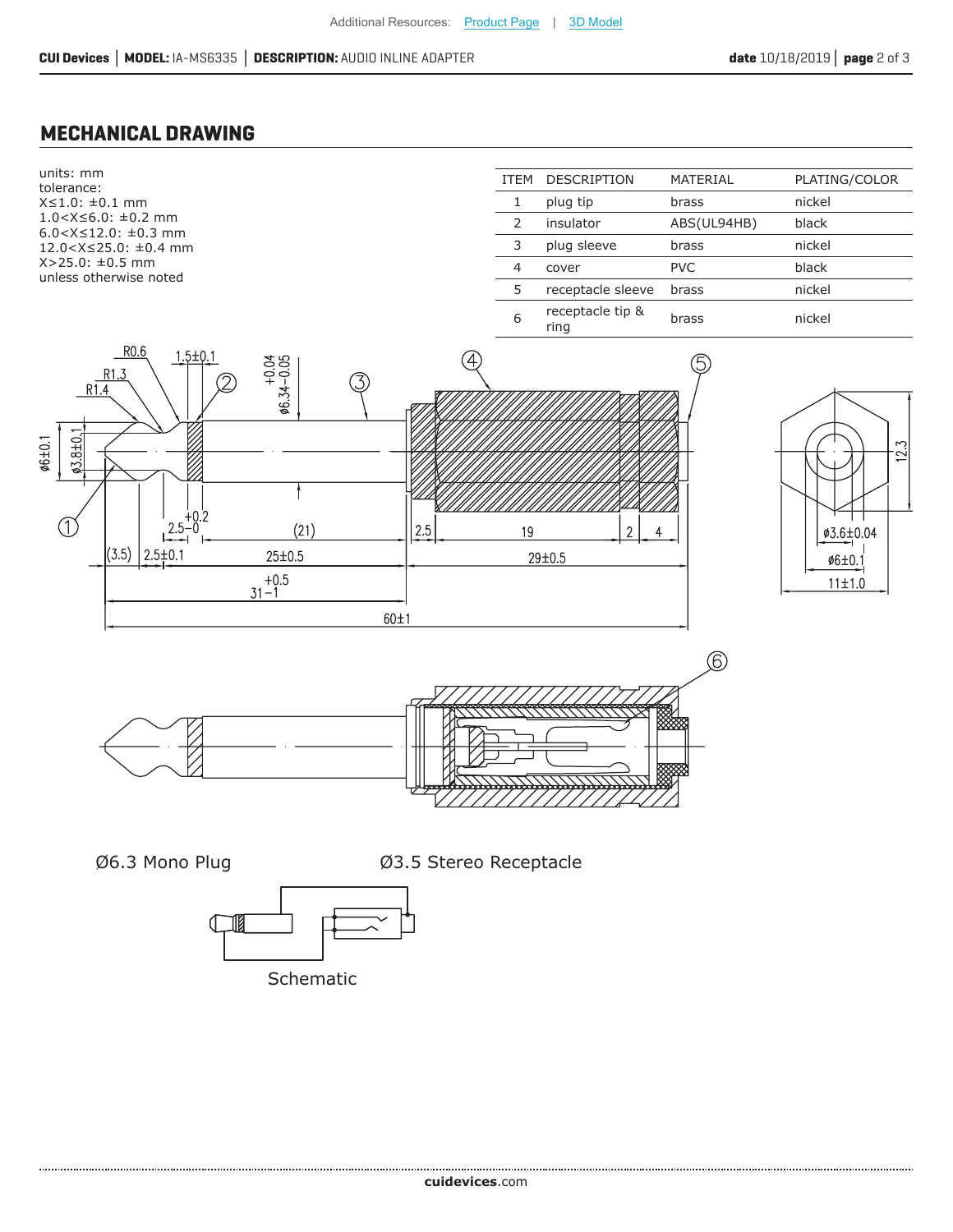## MECHANICAL DRAWING

units: mm
tolerance:
X≤1.0: ±0.1 mm
1.0<X≤6.0: ±0.2 mm
6.0<X≤12.0: ±0.3 mm
12.0<X≤25.0: ±0.4 mm
X>25.0: ±0.5 mm
unless otherwise noted

| ITEM | DESCRIPTION | MATERIAL | PLATING/COLOR |
|---|---|---|---|
| 1 | plug tip | brass | nickel |
| 2 | insulator | ABS(UL94HB) | black |
| 3 | plug sleeve | brass | nickel |
| 4 | cover | PVC | black |
| 5 | receptacle sleeve | brass | nickel |
| 6 | receptacle tip & ring | brass | nickel |

Ø6.3 Mono Plug

Ø3.5 Stereo Receptacle

Schematic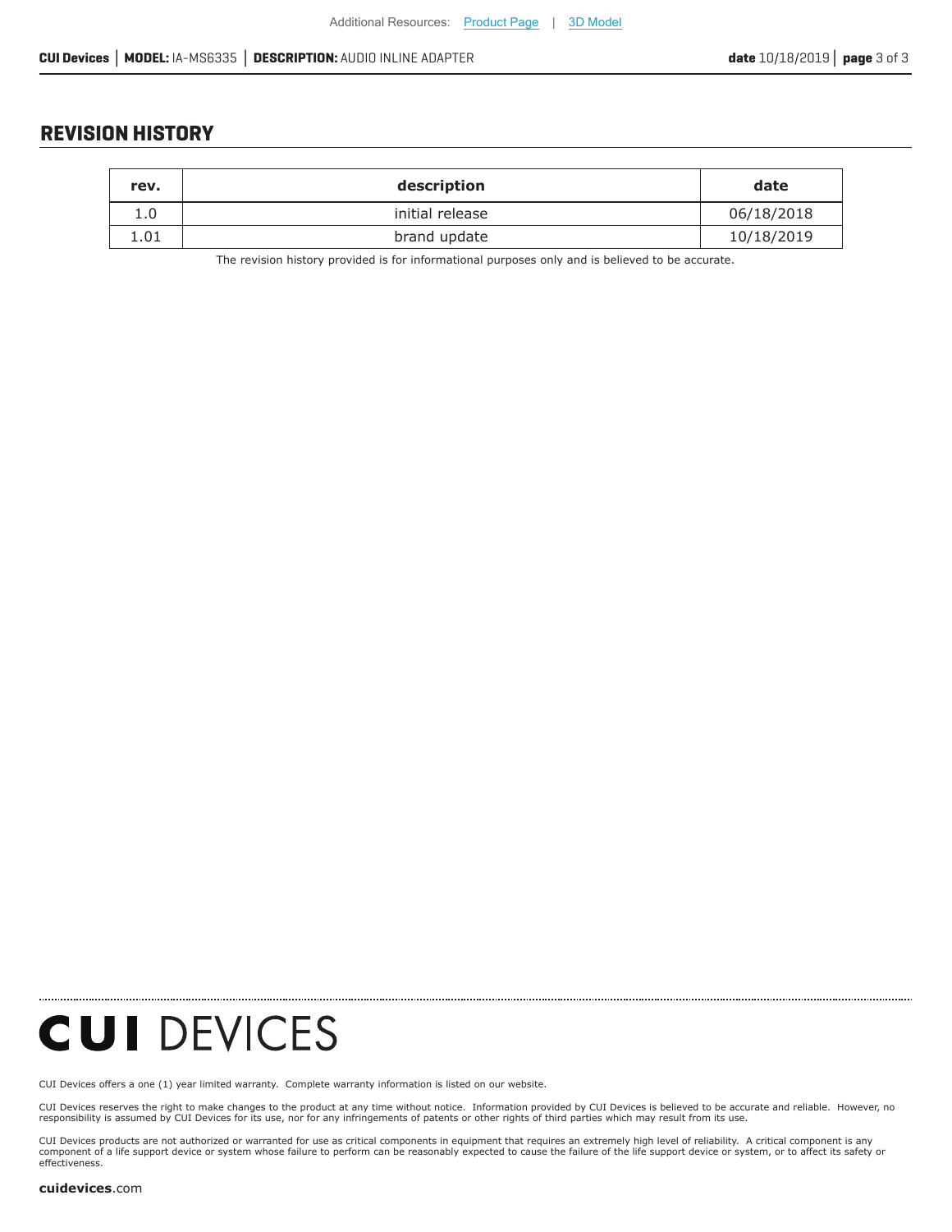## REVISION HISTORY

| rev. | description | date |
|---|---|---|
| 1.0 | initial release | 06/18/2018 |
| 1.01 | brand update | 10/18/2019 |

The revision history provided is for informational purposes only and is believed to be accurate.

**CUI** DEVICES

CUI Devices offers a one (1) year limited warranty. Complete warranty information is listed on our website.

CUI Devices reserves the right to make changes to the product at any time without notice. Information provided by CUI Devices is believed to be accurate and reliable. However, no responsibility is assumed by CUI Devices for its use, nor for any infringements of patents or other rights of third parties which may result from its use.

CUI Devices products are not authorized or warranted for use as critical components in equipment that requires an extremely high level of reliability. A critical component is any component of a life support device or system whose failure to perform can be reasonably expected to cause the failure of the life support device or system, or to affect its safety or effectiveness.

**cuidevices**.com